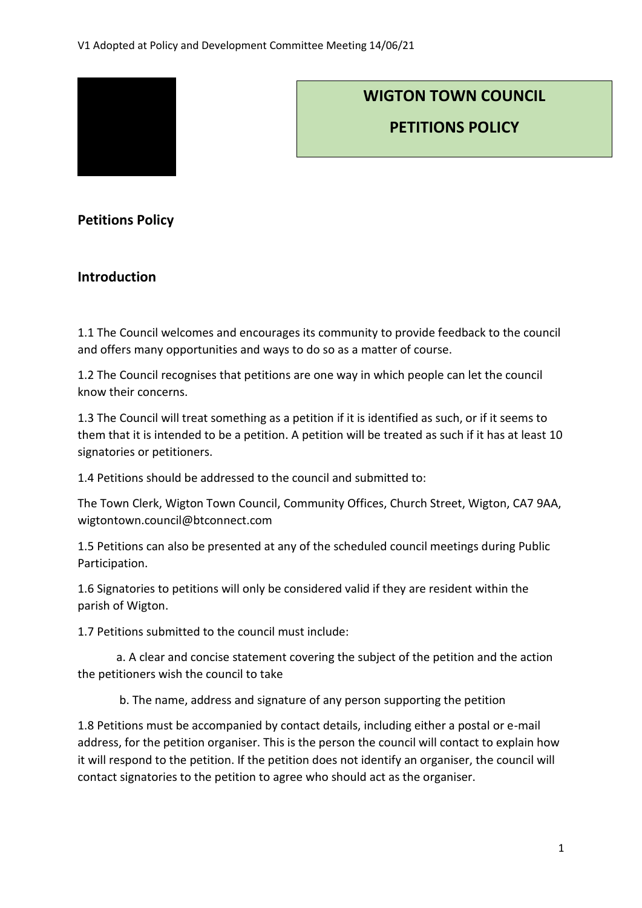V1 Adopted at Policy and Development Committee Meeting 14/06/21

# WIGTON TOWN COUNCIL

# PETITIONS POLICY

## Petitions Policy

## Introduction

1.1 The Council welcomes and encourages its community to provide feedback to the council and offers many opportunities and ways to do so as a matter of course.

1.2 The Council recognises that petitions are one way in which people can let the council know their concerns.

1.3 The Council will treat something as a petition if it is identified as such, or if it seems to them that it is intended to be a petition. A petition will be treated as such if it has at least 10 signatories or petitioners.

1.4 Petitions should be addressed to the council and submitted to:

The Town Clerk, Wigton Town Council, Community Offices, Church Street, Wigton, CA7 9AA, wigtontown.council@btconnect.com

1.5 Petitions can also be presented at any of the scheduled council meetings during Public Participation.

1.6 Signatories to petitions will only be considered valid if they are resident within the parish of Wigton.

1.7 Petitions submitted to the council must include:

a. A clear and concise statement covering the subject of the petition and the action the petitioners wish the council to take

b. The name, address and signature of any person supporting the petition

1.8 Petitions must be accompanied by contact details, including either a postal or e-mail address, for the petition organiser. This is the person the council will contact to explain how it will respond to the petition. If the petition does not identify an organiser, the council will contact signatories to the petition to agree who should act as the organiser.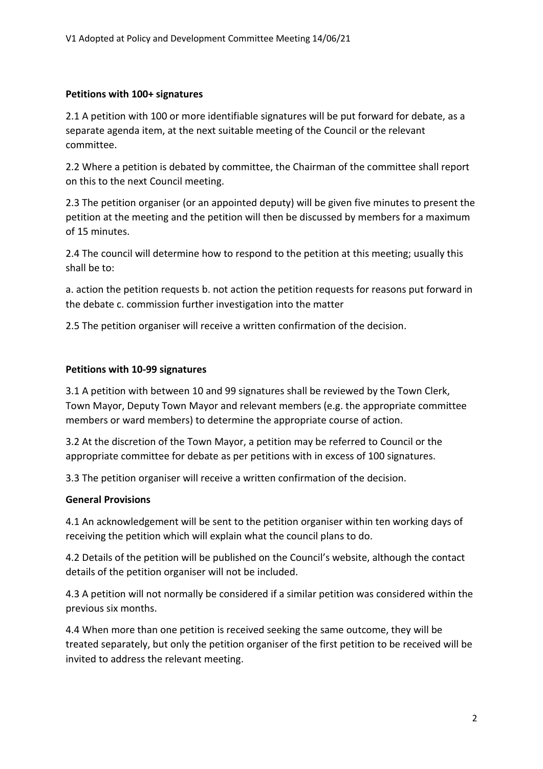**Petitions with 100+ signatures**

2.1 A petition with 100 or more identifiable signatures will be put forward for debate, as a separate agenda item, at the next suitable meeting of the Council or the relevant committee.

2.2 Where a petition is debated by committee, the Chairman of the committee shall report on this to the next Council meeting.

2.3 The petition organiser (or an appointed deputy) will be given five minutes to present the petition at the meeting and the petition will then be discussed by members for a maximum of 15 minutes.

2.4 The council will determine how to respond to the petition at this meeting; usually this shall be to:

a. action the petition requests b. not action the petition requests for reasons put forward in the debate c. commission further investigation into the matter

2.5 The petition organiser will receive a written confirmation of the decision.

**Petitions with 10-99 signatures**

3.1 A petition with between 10 and 99 signatures shall be reviewed by the Town Clerk, Town Mayor, Deputy Town Mayor and relevant members (e.g. the appropriate committee members or ward members) to determine the appropriate course of action.

3.2 At the discretion of the Town Mayor, a petition may be referred to Council or the appropriate committee for debate as per petitions with in excess of 100 signatures.

3.3 The petition organiser will receive a written confirmation of the decision.

**General Provisions**

4.1 An acknowledgement will be sent to the petition organiser within ten working days of receiving the petition which will explain what the council plans to do.

4.2 Details of the petition will be published on the Council's website, although the contact details of the petition organiser will not be included.

4.3 A petition will not normally be considered if a similar petition was considered within the previous six months.

4.4 When more than one petition is received seeking the same outcome, they will be treated separately, but only the petition organiser of the first petition to be received will be invited to address the relevant meeting.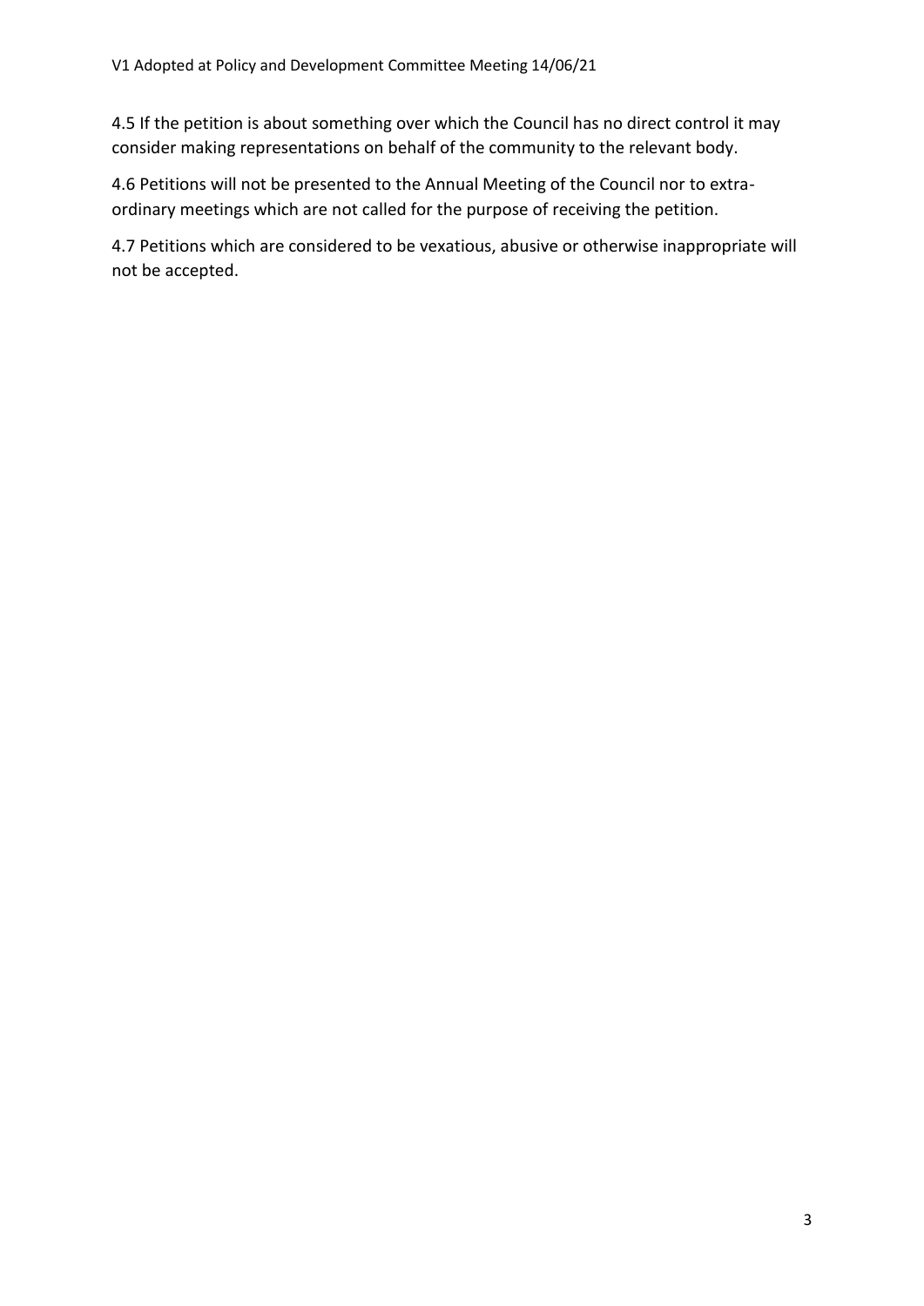4.5 If the petition is about something over which the Council has no direct control it may consider making representations on behalf of the community to the relevant body.

4.6 Petitions will not be presented to the Annual Meeting of the Council nor to extra-ordinary meetings which are not called for the purpose of receiving the petition.

4.7 Petitions which are considered to be vexatious, abusive or otherwise inappropriate will not be accepted.